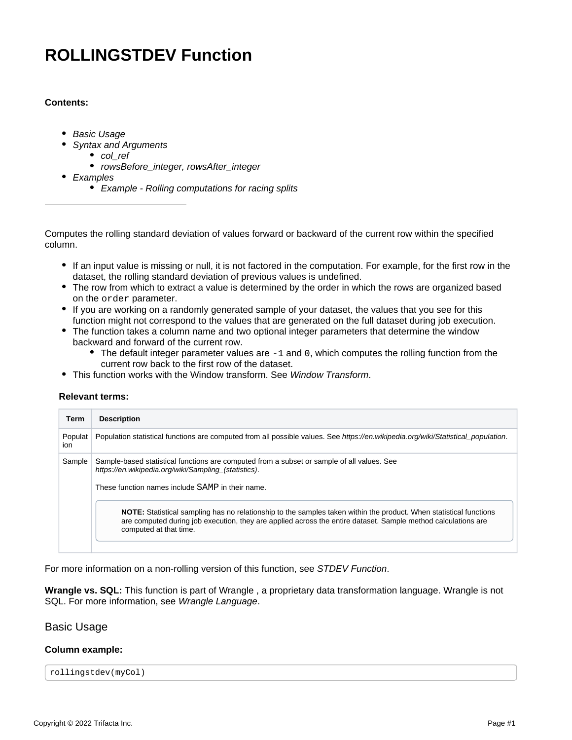# ROLLINGSTDEV Function

**Contents:**

- *Basic Usage*
- *Syntax and Arguments*
  - *col_ref*
  - *rowsBefore_integer, rowsAfter_integer*
- *Examples*
  - *Example - Rolling computations for racing splits*

---

Computes the rolling standard deviation of values forward or backward of the current row within the specified column.

- If an input value is missing or null, it is not factored in the computation. For example, for the first row in the dataset, the rolling standard deviation of previous values is undefined.
- The row from which to extract a value is determined by the order in which the rows are organized based on the `order` parameter.
- If you are working on a randomly generated sample of your dataset, the values that you see for this function might not correspond to the values that are generated on the full dataset during job execution.
- The function takes a column name and two optional integer parameters that determine the window backward and forward of the current row.
  - The default integer parameter values are `-1` and `0`, which computes the rolling function from the current row back to the first row of the dataset.
- This function works with the Window transform. See *Window Transform*.

**Relevant terms:**

| Term | Description |
| --- | --- |
| Population | Population statistical functions are computed from all possible values. See *https://en.wikipedia.org/wiki/Statistical_population*. |
| Sample | Sample-based statistical functions are computed from a subset or sample of all values. See *https://en.wikipedia.org/wiki/Sampling_(statistics)*.<br><br>These function names include `SAMP` in their name.<br><br>**NOTE:** Statistical sampling has no relationship to the samples taken within the product. When statistical functions are computed during job execution, they are applied across the entire dataset. Sample method calculations are computed at that time. |

For more information on a non-rolling version of this function, see *STDEV Function*.

**Wrangle vs. SQL:** This function is part of Wrangle , a proprietary data transformation language. Wrangle is not SQL. For more information, see *Wrangle Language*.

## Basic Usage

**Column example:**

```
rollingstdev(myCol)
```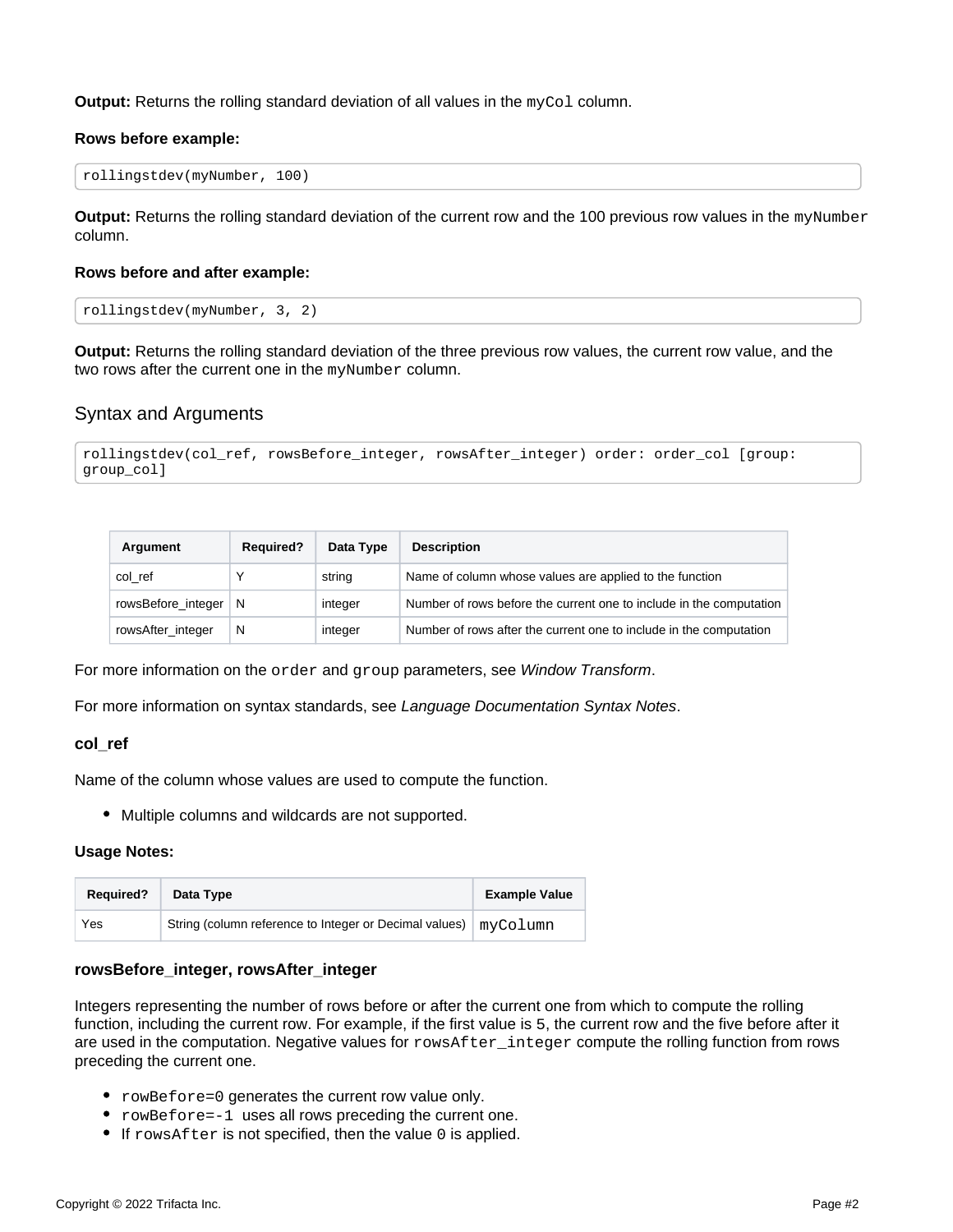**Output:** Returns the rolling standard deviation of all values in the `myCol` column.

**Rows before example:**

```
rollingstdev(myNumber, 100)
```

**Output:** Returns the rolling standard deviation of the current row and the 100 previous row values in the `myNumber` column.

**Rows before and after example:**

```
rollingstdev(myNumber, 3, 2)
```

**Output:** Returns the rolling standard deviation of the three previous row values, the current row value, and the two rows after the current one in the `myNumber` column.

## Syntax and Arguments

```
rollingstdev(col_ref, rowsBefore_integer, rowsAfter_integer) order: order_col [group: group_col]
```

| Argument | Required? | Data Type | Description |
|---|---|---|---|
| col_ref | Y | string | Name of column whose values are applied to the function |
| rowsBefore_integer | N | integer | Number of rows before the current one to include in the computation |
| rowsAfter_integer | N | integer | Number of rows after the current one to include in the computation |

For more information on the `order` and `group` parameters, see *Window Transform*.

For more information on syntax standards, see *Language Documentation Syntax Notes*.

### col_ref

Name of the column whose values are used to compute the function.

- Multiple columns and wildcards are not supported.

**Usage Notes:**

| Required? | Data Type | Example Value |
|---|---|---|
| Yes | String (column reference to Integer or Decimal values) | `myColumn` |

### rowsBefore_integer, rowsAfter_integer

Integers representing the number of rows before or after the current one from which to compute the rolling function, including the current row. For example, if the first value is 5, the current row and the five before after it are used in the computation. Negative values for `rowsAfter_integer` compute the rolling function from rows preceding the current one.

- `rowBefore=0` generates the current row value only.
- `rowBefore=-1` uses all rows preceding the current one.
- If `rowsAfter` is not specified, then the value `0` is applied.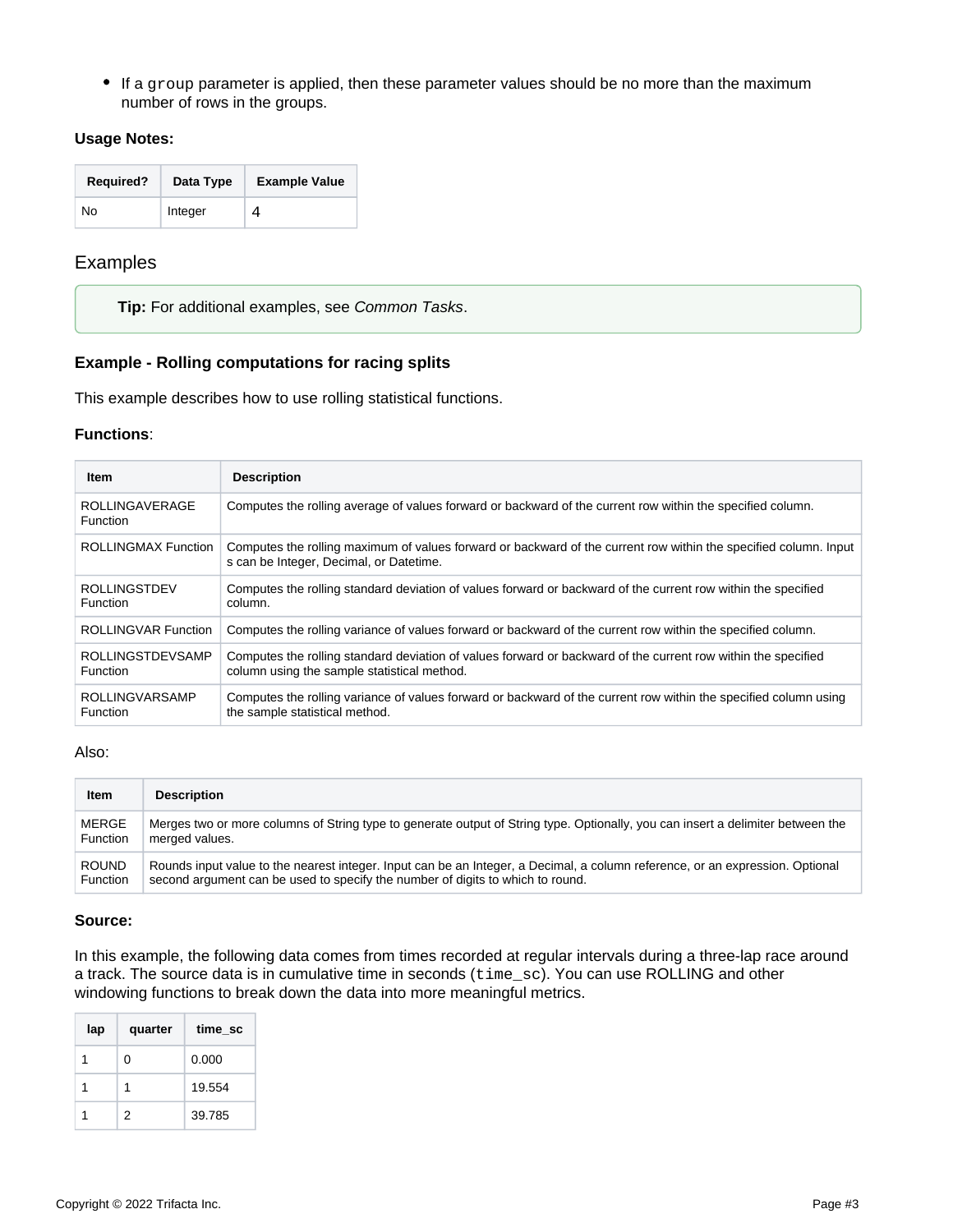- If a `group` parameter is applied, then these parameter values should be no more than the maximum number of rows in the groups.

**Usage Notes:**

| Required? | Data Type | Example Value |
| --- | --- | --- |
| No | Integer | 4 |

## Examples

> **Tip:** For additional examples, see *Common Tasks*.

### Example - Rolling computations for racing splits

This example describes how to use rolling statistical functions.

**Functions**:

| Item | Description |
| --- | --- |
| ROLLINGAVERAGE Function | Computes the rolling average of values forward or backward of the current row within the specified column. |
| ROLLINGMAX Function | Computes the rolling maximum of values forward or backward of the current row within the specified column. Inputs can be Integer, Decimal, or Datetime. |
| ROLLINGSTDEV Function | Computes the rolling standard deviation of values forward or backward of the current row within the specified column. |
| ROLLINGVAR Function | Computes the rolling variance of values forward or backward of the current row within the specified column. |
| ROLLINGSTDEVSAMP Function | Computes the rolling standard deviation of values forward or backward of the current row within the specified column using the sample statistical method. |
| ROLLINGVARSAMP Function | Computes the rolling variance of values forward or backward of the current row within the specified column using the sample statistical method. |

Also:

| Item | Description |
| --- | --- |
| MERGE Function | Merges two or more columns of String type to generate output of String type. Optionally, you can insert a delimiter between the merged values. |
| ROUND Function | Rounds input value to the nearest integer. Input can be an Integer, a Decimal, a column reference, or an expression. Optional second argument can be used to specify the number of digits to which to round. |

**Source:**

In this example, the following data comes from times recorded at regular intervals during a three-lap race around a track. The source data is in cumulative time in seconds (`time_sc`). You can use ROLLING and other windowing functions to break down the data into more meaningful metrics.

| lap | quarter | time_sc |
| --- | --- | --- |
| 1 | 0 | 0.000 |
| 1 | 1 | 19.554 |
| 1 | 2 | 39.785 |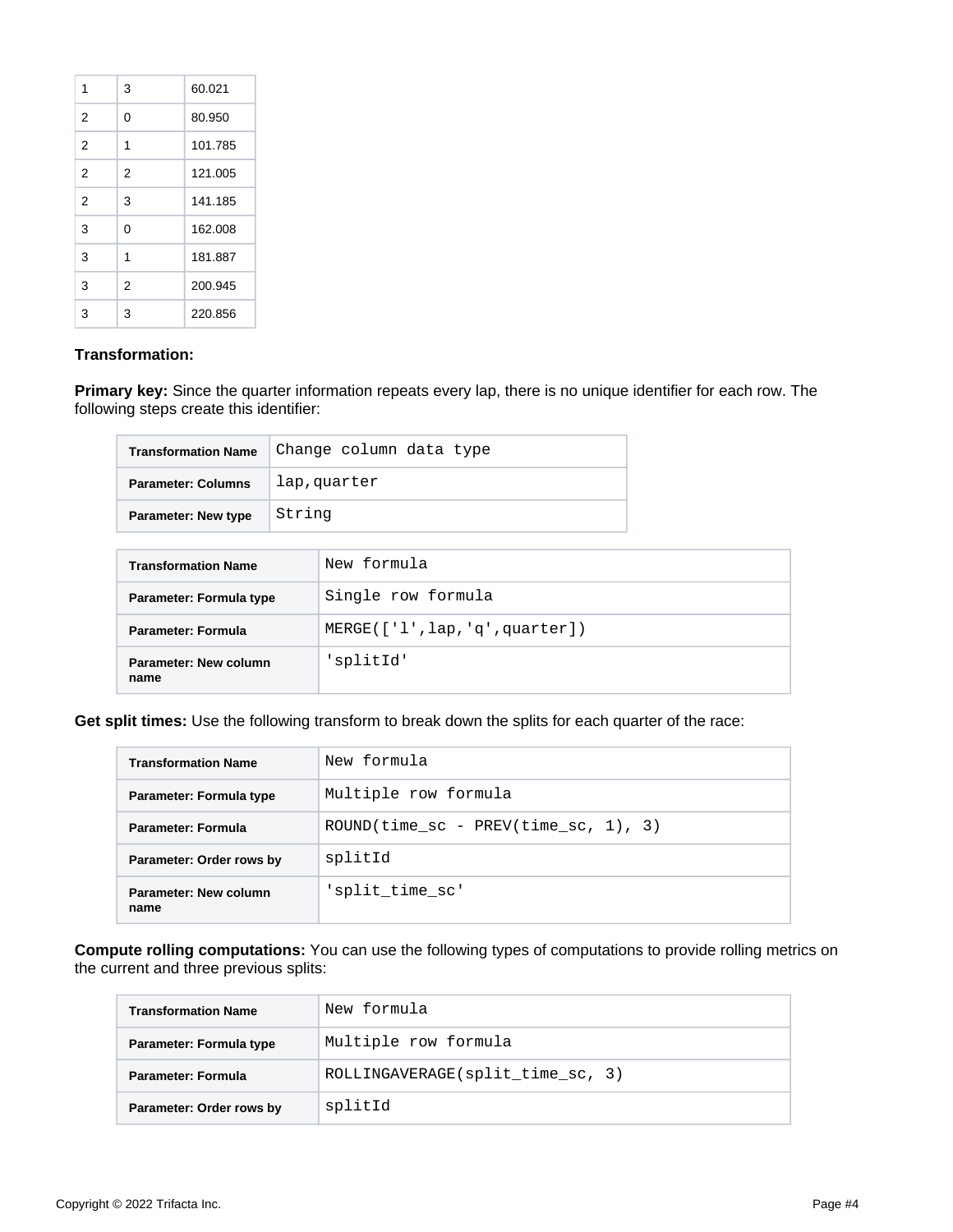| | | |
|---|---|---|
| 1 | 3 | 60.021 |
| 2 | 0 | 80.950 |
| 2 | 1 | 101.785 |
| 2 | 2 | 121.005 |
| 2 | 3 | 141.185 |
| 3 | 0 | 162.008 |
| 3 | 1 | 181.887 |
| 3 | 2 | 200.945 |
| 3 | 3 | 220.856 |

**Transformation:**

**Primary key:** Since the quarter information repeats every lap, there is no unique identifier for each row. The following steps create this identifier:

| Transformation Name | `Change column data type` |
|---|---|
| Parameter: Columns | `lap,quarter` |
| Parameter: New type | `String` |

| Transformation Name | `New formula` |
|---|---|
| Parameter: Formula type | `Single row formula` |
| Parameter: Formula | `MERGE(['l',lap,'q',quarter])` |
| Parameter: New column name | `'splitId'` |

**Get split times:** Use the following transform to break down the splits for each quarter of the race:

| Transformation Name | `New formula` |
|---|---|
| Parameter: Formula type | `Multiple row formula` |
| Parameter: Formula | `ROUND(time_sc - PREV(time_sc, 1), 3)` |
| Parameter: Order rows by | `splitId` |
| Parameter: New column name | `'split_time_sc'` |

**Compute rolling computations:** You can use the following types of computations to provide rolling metrics on the current and three previous splits:

| Transformation Name | `New formula` |
|---|---|
| Parameter: Formula type | `Multiple row formula` |
| Parameter: Formula | `ROLLINGAVERAGE(split_time_sc, 3)` |
| Parameter: Order rows by | `splitId` |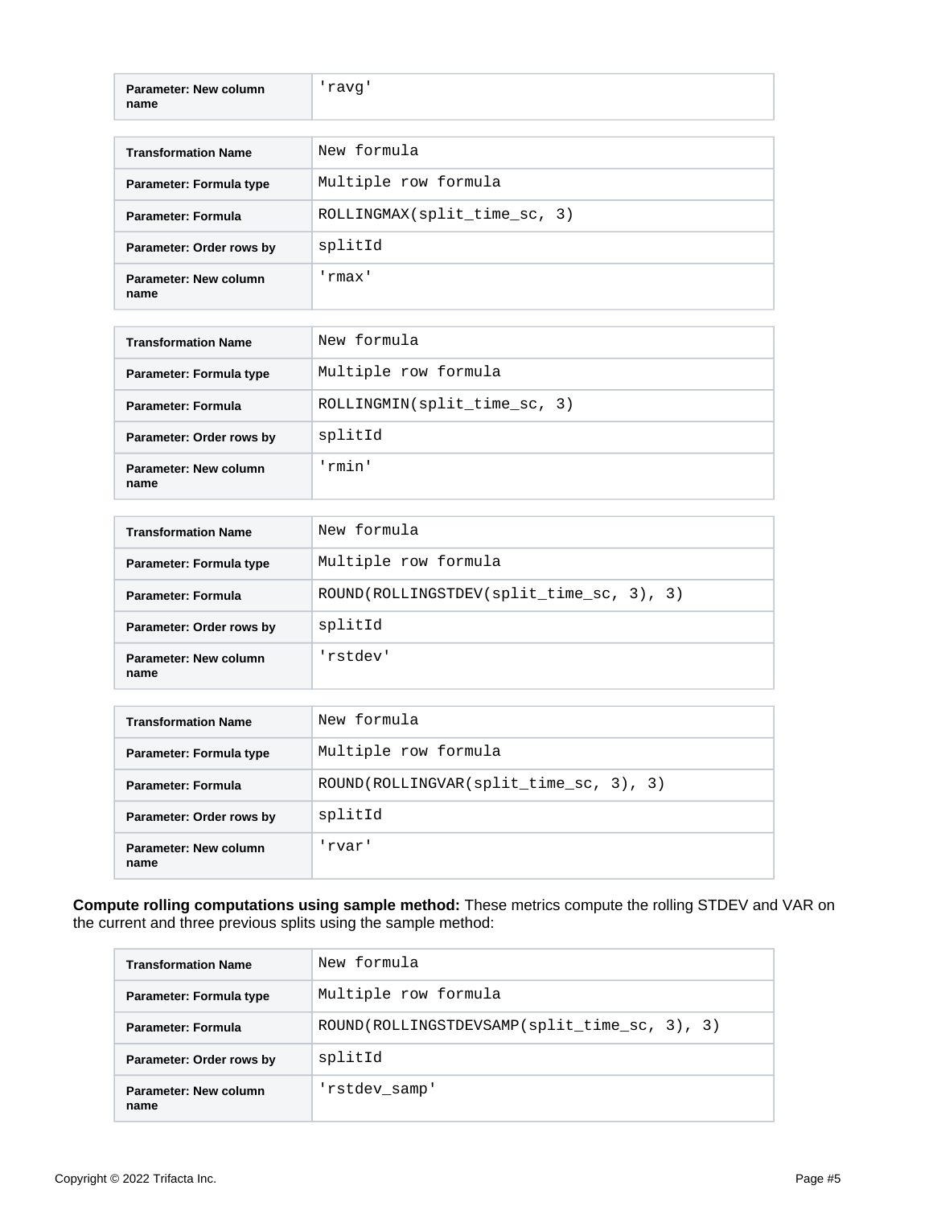| Parameter: New column name | 'ravg' |
| --- | --- |

| Transformation Name | New formula |
| --- | --- |
| Parameter: Formula type | Multiple row formula |
| Parameter: Formula | ROLLINGMAX(split_time_sc, 3) |
| Parameter: Order rows by | splitId |
| Parameter: New column name | 'rmax' |

| Transformation Name | New formula |
| --- | --- |
| Parameter: Formula type | Multiple row formula |
| Parameter: Formula | ROLLINGMIN(split_time_sc, 3) |
| Parameter: Order rows by | splitId |
| Parameter: New column name | 'rmin' |

| Transformation Name | New formula |
| --- | --- |
| Parameter: Formula type | Multiple row formula |
| Parameter: Formula | ROUND(ROLLINGSTDEV(split_time_sc, 3), 3) |
| Parameter: Order rows by | splitId |
| Parameter: New column name | 'rstdev' |

| Transformation Name | New formula |
| --- | --- |
| Parameter: Formula type | Multiple row formula |
| Parameter: Formula | ROUND(ROLLINGVAR(split_time_sc, 3), 3) |
| Parameter: Order rows by | splitId |
| Parameter: New column name | 'rvar' |

**Compute rolling computations using sample method:** These metrics compute the rolling STDEV and VAR on the current and three previous splits using the sample method:

| Transformation Name | New formula |
| --- | --- |
| Parameter: Formula type | Multiple row formula |
| Parameter: Formula | ROUND(ROLLINGSTDEVSAMP(split_time_sc, 3), 3) |
| Parameter: Order rows by | splitId |
| Parameter: New column name | 'rstdev_samp' |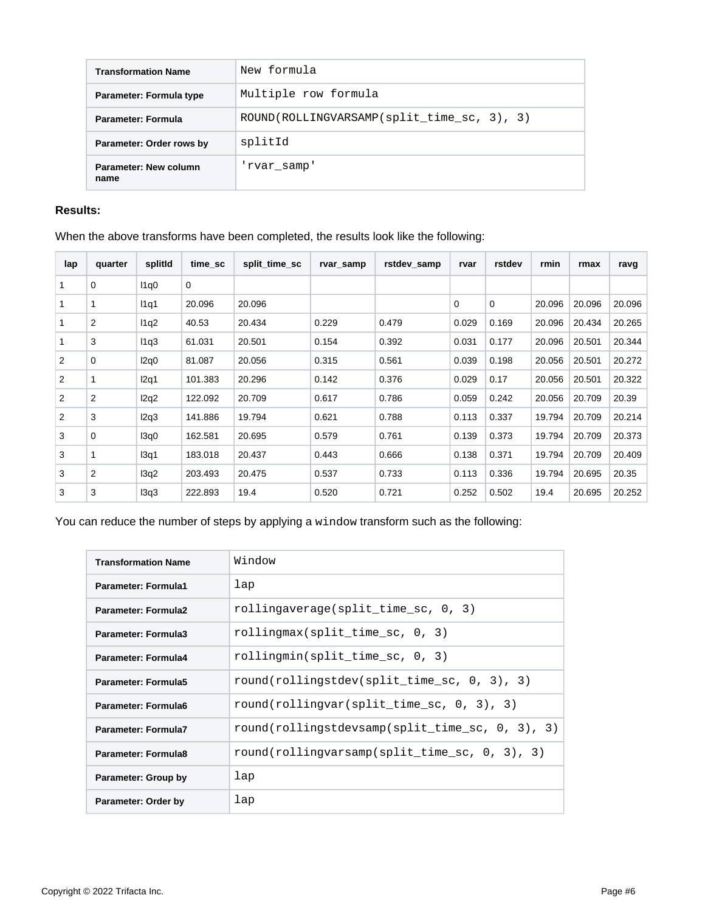| Transformation Name | New formula |
| --- | --- |
| Parameter: Formula type | Multiple row formula |
| Parameter: Formula | ROUND(ROLLINGVARSAMP(split_time_sc, 3), 3) |
| Parameter: Order rows by | splitId |
| Parameter: New column name | 'rvar_samp' |

**Results:**

When the above transforms have been completed, the results look like the following:

| lap | quarter | splitId | time_sc | split_time_sc | rvar_samp | rstdev_samp | rvar | rstdev | rmin | rmax | ravg |
| --- | --- | --- | --- | --- | --- | --- | --- | --- | --- | --- | --- |
| 1 | 0 | l1q0 | 0 | | | | | | | | |
| 1 | 1 | l1q1 | 20.096 | 20.096 | | | 0 | 0 | 20.096 | 20.096 | 20.096 |
| 1 | 2 | l1q2 | 40.53 | 20.434 | 0.229 | 0.479 | 0.029 | 0.169 | 20.096 | 20.434 | 20.265 |
| 1 | 3 | l1q3 | 61.031 | 20.501 | 0.154 | 0.392 | 0.031 | 0.177 | 20.096 | 20.501 | 20.344 |
| 2 | 0 | l2q0 | 81.087 | 20.056 | 0.315 | 0.561 | 0.039 | 0.198 | 20.056 | 20.501 | 20.272 |
| 2 | 1 | l2q1 | 101.383 | 20.296 | 0.142 | 0.376 | 0.029 | 0.17 | 20.056 | 20.501 | 20.322 |
| 2 | 2 | l2q2 | 122.092 | 20.709 | 0.617 | 0.786 | 0.059 | 0.242 | 20.056 | 20.709 | 20.39 |
| 2 | 3 | l2q3 | 141.886 | 19.794 | 0.621 | 0.788 | 0.113 | 0.337 | 19.794 | 20.709 | 20.214 |
| 3 | 0 | l3q0 | 162.581 | 20.695 | 0.579 | 0.761 | 0.139 | 0.373 | 19.794 | 20.709 | 20.373 |
| 3 | 1 | l3q1 | 183.018 | 20.437 | 0.443 | 0.666 | 0.138 | 0.371 | 19.794 | 20.709 | 20.409 |
| 3 | 2 | l3q2 | 203.493 | 20.475 | 0.537 | 0.733 | 0.113 | 0.336 | 19.794 | 20.695 | 20.35 |
| 3 | 3 | l3q3 | 222.893 | 19.4 | 0.520 | 0.721 | 0.252 | 0.502 | 19.4 | 20.695 | 20.252 |

You can reduce the number of steps by applying a `window` transform such as the following:

| Transformation Name | Window |
| --- | --- |
| Parameter: Formula1 | lap |
| Parameter: Formula2 | rollingaverage(split_time_sc, 0, 3) |
| Parameter: Formula3 | rollingmax(split_time_sc, 0, 3) |
| Parameter: Formula4 | rollingmin(split_time_sc, 0, 3) |
| Parameter: Formula5 | round(rollingstdev(split_time_sc, 0, 3), 3) |
| Parameter: Formula6 | round(rollingvar(split_time_sc, 0, 3), 3) |
| Parameter: Formula7 | round(rollingstdevsamp(split_time_sc, 0, 3), 3) |
| Parameter: Formula8 | round(rollingvarsamp(split_time_sc, 0, 3), 3) |
| Parameter: Group by | lap |
| Parameter: Order by | lap |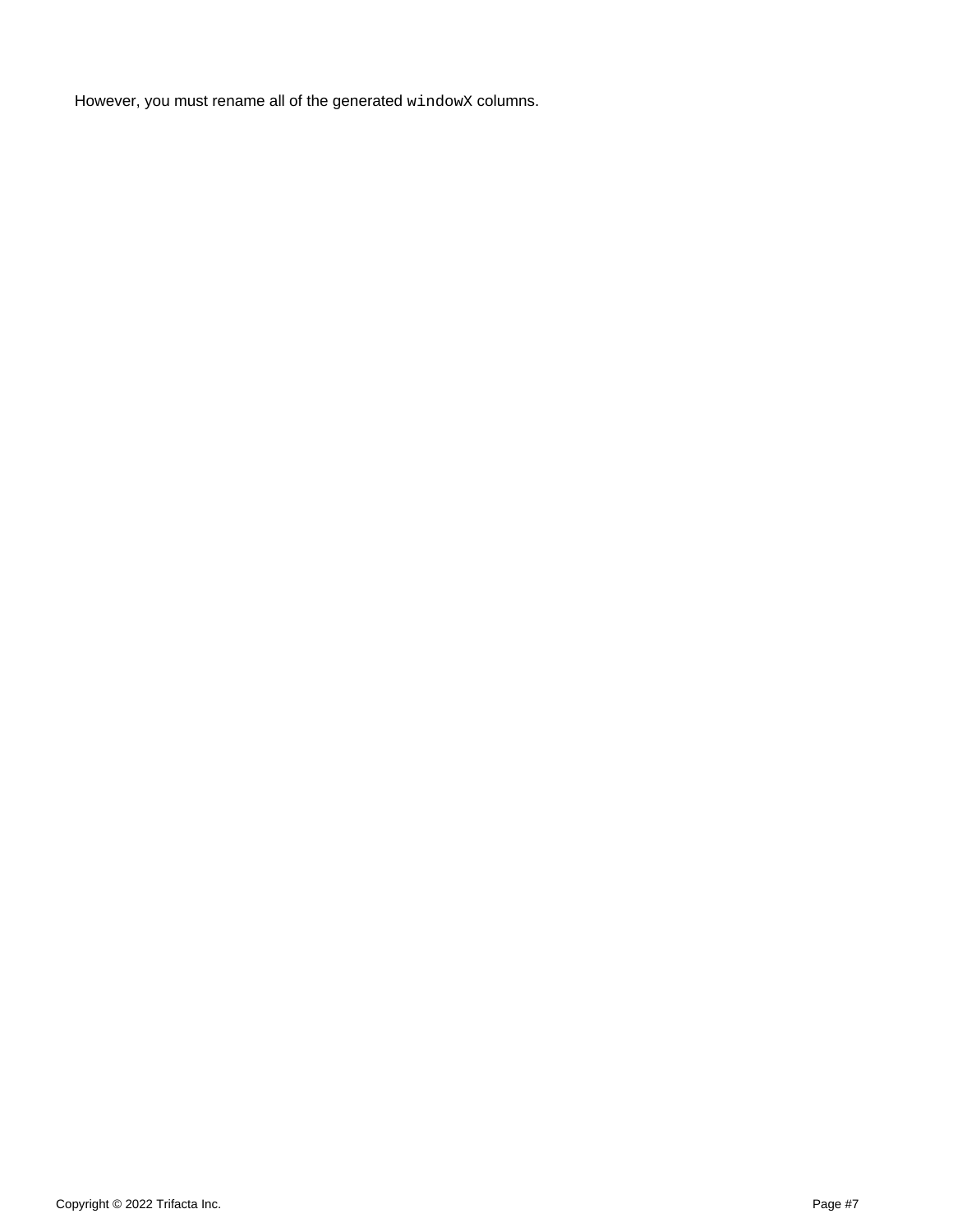However, you must rename all of the generated `windowX` columns.